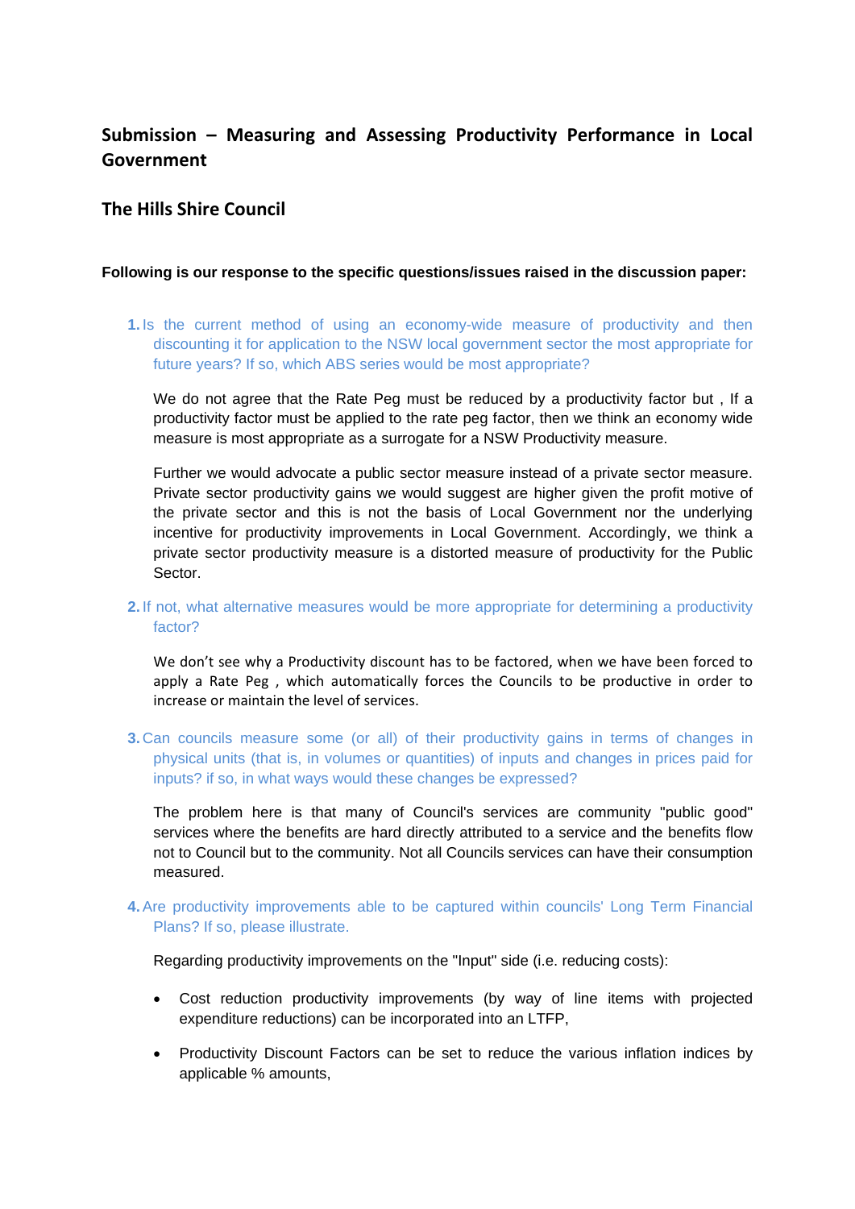# Submission – Measuring and Assessing Productivity Performance in Local Government

## The Hills Shire Council

**Following is our response to the specific questions/issues raised in the discussion paper:**

1. Is the current method of using an economy-wide measure of productivity and then discounting it for application to the NSW local government sector the most appropriate for future years? If so, which ABS series would be most appropriate?

   We do not agree that the Rate Peg must be reduced by a productivity factor but , If a productivity factor must be applied to the rate peg factor, then we think an economy wide measure is most appropriate as a surrogate for a NSW Productivity measure.

   Further we would advocate a public sector measure instead of a private sector measure. Private sector productivity gains we would suggest are higher given the profit motive of the private sector and this is not the basis of Local Government nor the underlying incentive for productivity improvements in Local Government. Accordingly, we think a private sector productivity measure is a distorted measure of productivity for the Public Sector.

2. If not, what alternative measures would be more appropriate for determining a productivity factor?

   We don't see why a Productivity discount has to be factored, when we have been forced to apply a Rate Peg , which automatically forces the Councils to be productive in order to increase or maintain the level of services.

3. Can councils measure some (or all) of their productivity gains in terms of changes in physical units (that is, in volumes or quantities) of inputs and changes in prices paid for inputs? if so, in what ways would these changes be expressed?

   The problem here is that many of Council's services are community "public good" services where the benefits are hard directly attributed to a service and the benefits flow not to Council but to the community. Not all Councils services can have their consumption measured.

4. Are productivity improvements able to be captured within councils' Long Term Financial Plans? If so, please illustrate.

   Regarding productivity improvements on the "Input" side (i.e. reducing costs):

   - Cost reduction productivity improvements (by way of line items with projected expenditure reductions) can be incorporated into an LTFP,
   - Productivity Discount Factors can be set to reduce the various inflation indices by applicable % amounts,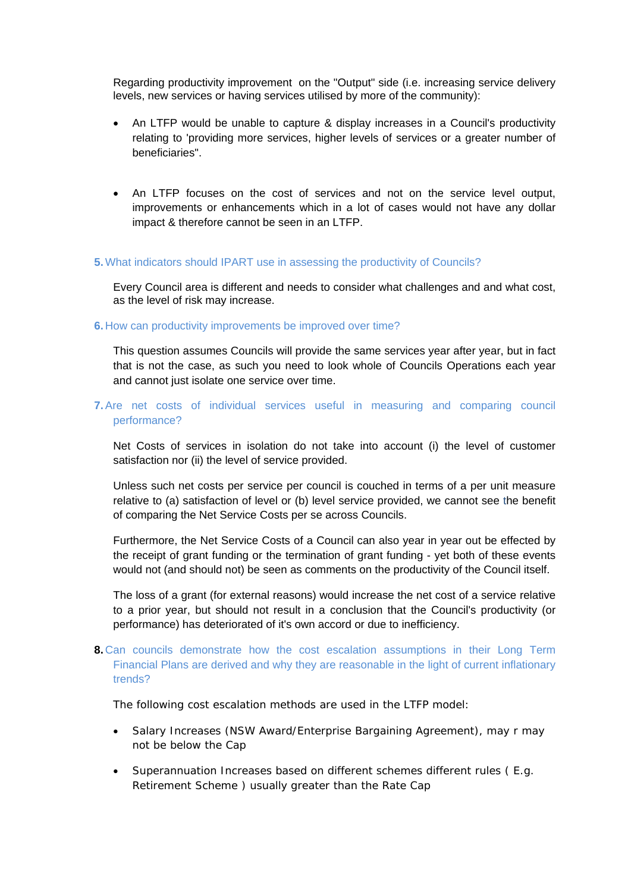Regarding productivity improvement on the "Output" side (i.e. increasing service delivery levels, new services or having services utilised by more of the community):

- An LTFP would be unable to capture & display increases in a Council's productivity relating to 'providing more services, higher levels of services or a greater number of beneficiaries".

- An LTFP focuses on the cost of services and not on the service level output, improvements or enhancements which in a lot of cases would not have any dollar impact & therefore cannot be seen in an LTFP.

**5.** What indicators should IPART use in assessing the productivity of Councils?

Every Council area is different and needs to consider what challenges and and what cost, as the level of risk may increase.

**6.** How can productivity improvements be improved over time?

This question assumes Councils will provide the same services year after year, but in fact that is not the case, as such you need to look whole of Councils Operations each year and cannot just isolate one service over time.

**7.** Are net costs of individual services useful in measuring and comparing council performance?

Net Costs of services in isolation do not take into account (i) the level of customer satisfaction nor (ii) the level of service provided.

Unless such net costs per service per council is couched in terms of a per unit measure relative to (a) satisfaction of level or (b) level service provided, we cannot see the benefit of comparing the Net Service Costs per se across Councils.

Furthermore, the Net Service Costs of a Council can also year in year out be effected by the receipt of grant funding or the termination of grant funding - yet both of these events would not (and should not) be seen as comments on the productivity of the Council itself.

The loss of a grant (for external reasons) would increase the net cost of a service relative to a prior year, but should not result in a conclusion that the Council's productivity (or performance) has deteriorated of it's own accord or due to inefficiency.

**8.** Can councils demonstrate how the cost escalation assumptions in their Long Term Financial Plans are derived and why they are reasonable in the light of current inflationary trends?

The following cost escalation methods are used in the LTFP model:

- Salary Increases (NSW Award/Enterprise Bargaining Agreement), may r may not be below the Cap

- Superannuation Increases based on different schemes different rules ( E.g. Retirement Scheme ) usually greater than the Rate Cap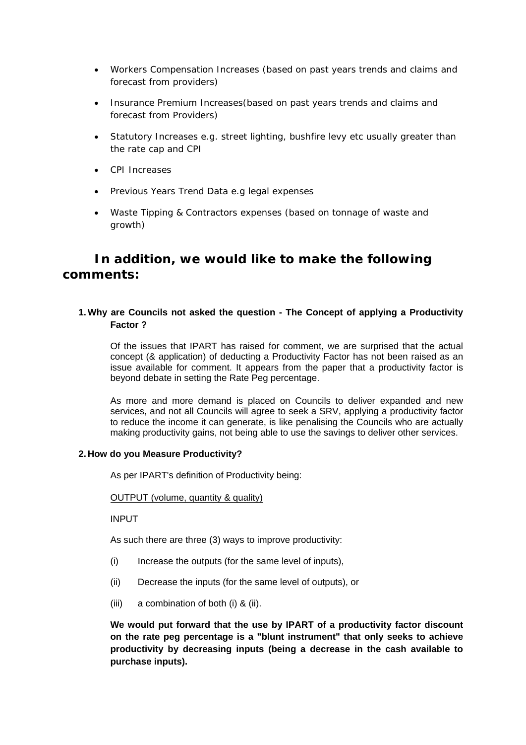- Workers Compensation Increases (based on past years trends and claims and forecast from providers)
- Insurance Premium Increases(based on past years trends and claims and forecast from Providers)
- Statutory Increases e.g. street lighting, bushfire levy etc usually greater than the rate cap and CPI
- CPI Increases
- Previous Years Trend Data e.g legal expenses
- Waste Tipping & Contractors expenses (based on tonnage of waste and growth)

## In addition, we would like to make the following comments:

**1. Why are Councils not asked the question - The Concept of applying a Productivity Factor ?**

Of the issues that IPART has raised for comment, we are surprised that the actual concept (& application) of deducting a Productivity Factor has not been raised as an issue available for comment. It appears from the paper that a productivity factor is beyond debate in setting the Rate Peg percentage.

As more and more demand is placed on Councils to deliver expanded and new services, and not all Councils will agree to seek a SRV, applying a productivity factor to reduce the income it can generate, is like penalising the Councils who are actually making productivity gains, not being able to use the savings to deliver other services.

**2. How do you Measure Productivity?**

As per IPART's definition of Productivity being:

OUTPUT (volume, quantity & quality)

INPUT

As such there are three (3) ways to improve productivity:

(i) Increase the outputs (for the same level of inputs),

(ii) Decrease the inputs (for the same level of outputs), or

(iii) a combination of both (i) & (ii).

**We would put forward that the use by IPART of a productivity factor discount on the rate peg percentage is a "blunt instrument" that only seeks to achieve productivity by decreasing inputs (being a decrease in the cash available to purchase inputs).**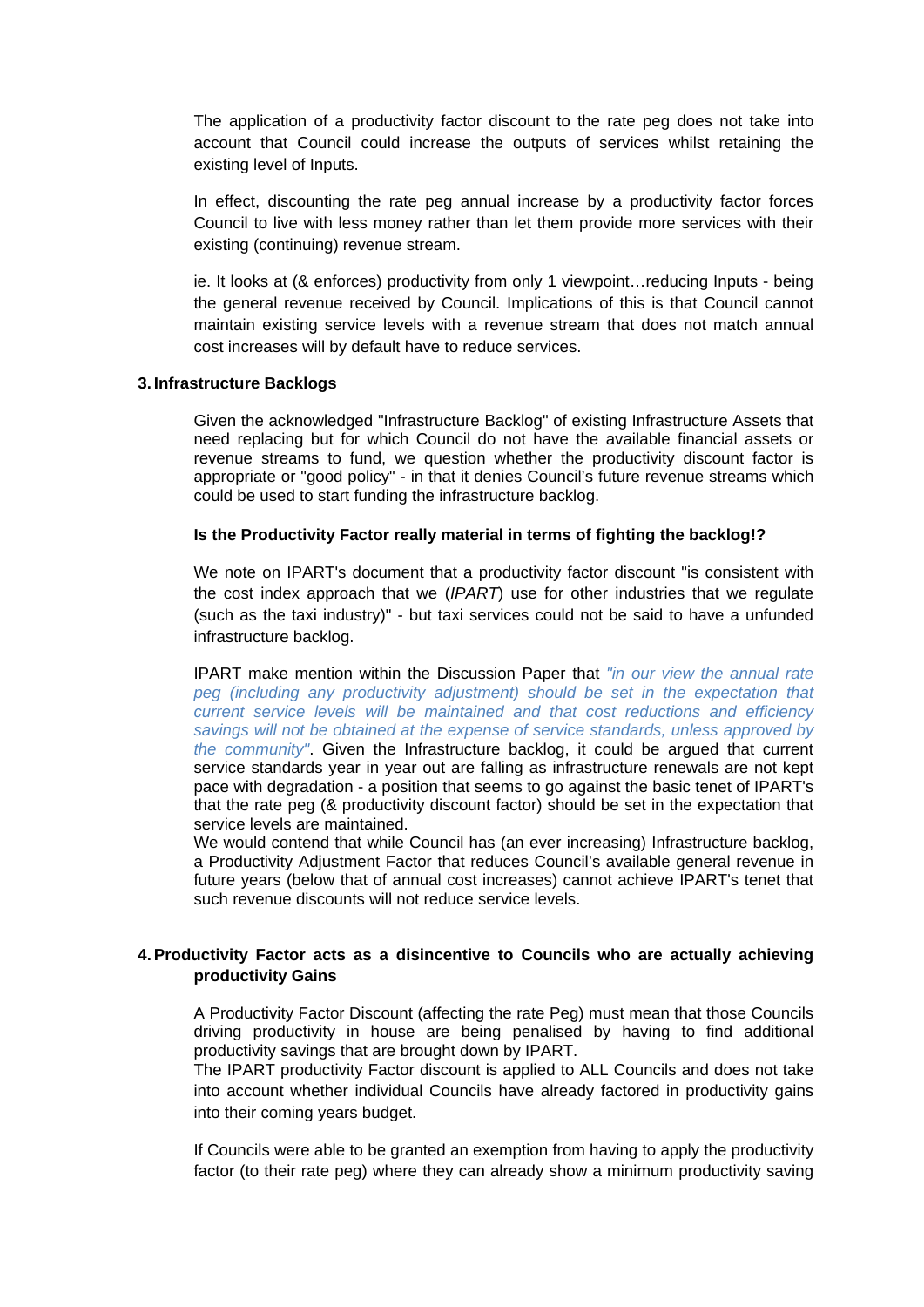The application of a productivity factor discount to the rate peg does not take into account that Council could increase the outputs of services whilst retaining the existing level of Inputs.

In effect, discounting the rate peg annual increase by a productivity factor forces Council to live with less money rather than let them provide more services with their existing (continuing) revenue stream.

ie. It looks at (& enforces) productivity from only 1 viewpoint…reducing Inputs - being the general revenue received by Council. Implications of this is that Council cannot maintain existing service levels with a revenue stream that does not match annual cost increases will by default have to reduce services.

3. **Infrastructure Backlogs**

Given the acknowledged "Infrastructure Backlog" of existing Infrastructure Assets that need replacing but for which Council do not have the available financial assets or revenue streams to fund, we question whether the productivity discount factor is appropriate or "good policy" - in that it denies Council's future revenue streams which could be used to start funding the infrastructure backlog.

**Is the Productivity Factor really material in terms of fighting the backlog!?**

We note on IPART's document that a productivity factor discount "is consistent with the cost index approach that we (*IPART*) use for other industries that we regulate (such as the taxi industry)" - but taxi services could not be said to have a unfunded infrastructure backlog.

IPART make mention within the Discussion Paper that *"in our view the annual rate peg (including any productivity adjustment) should be set in the expectation that current service levels will be maintained and that cost reductions and efficiency savings will not be obtained at the expense of service standards, unless approved by the community"*. Given the Infrastructure backlog, it could be argued that current service standards year in year out are falling as infrastructure renewals are not kept pace with degradation - a position that seems to go against the basic tenet of IPART's that the rate peg (& productivity discount factor) should be set in the expectation that service levels are maintained.
We would contend that while Council has (an ever increasing) Infrastructure backlog, a Productivity Adjustment Factor that reduces Council's available general revenue in future years (below that of annual cost increases) cannot achieve IPART's tenet that such revenue discounts will not reduce service levels.

4. **Productivity Factor acts as a disincentive to Councils who are actually achieving productivity Gains**

A Productivity Factor Discount (affecting the rate Peg) must mean that those Councils driving productivity in house are being penalised by having to find additional productivity savings that are brought down by IPART.
The IPART productivity Factor discount is applied to ALL Councils and does not take into account whether individual Councils have already factored in productivity gains into their coming years budget.

If Councils were able to be granted an exemption from having to apply the productivity factor (to their rate peg) where they can already show a minimum productivity saving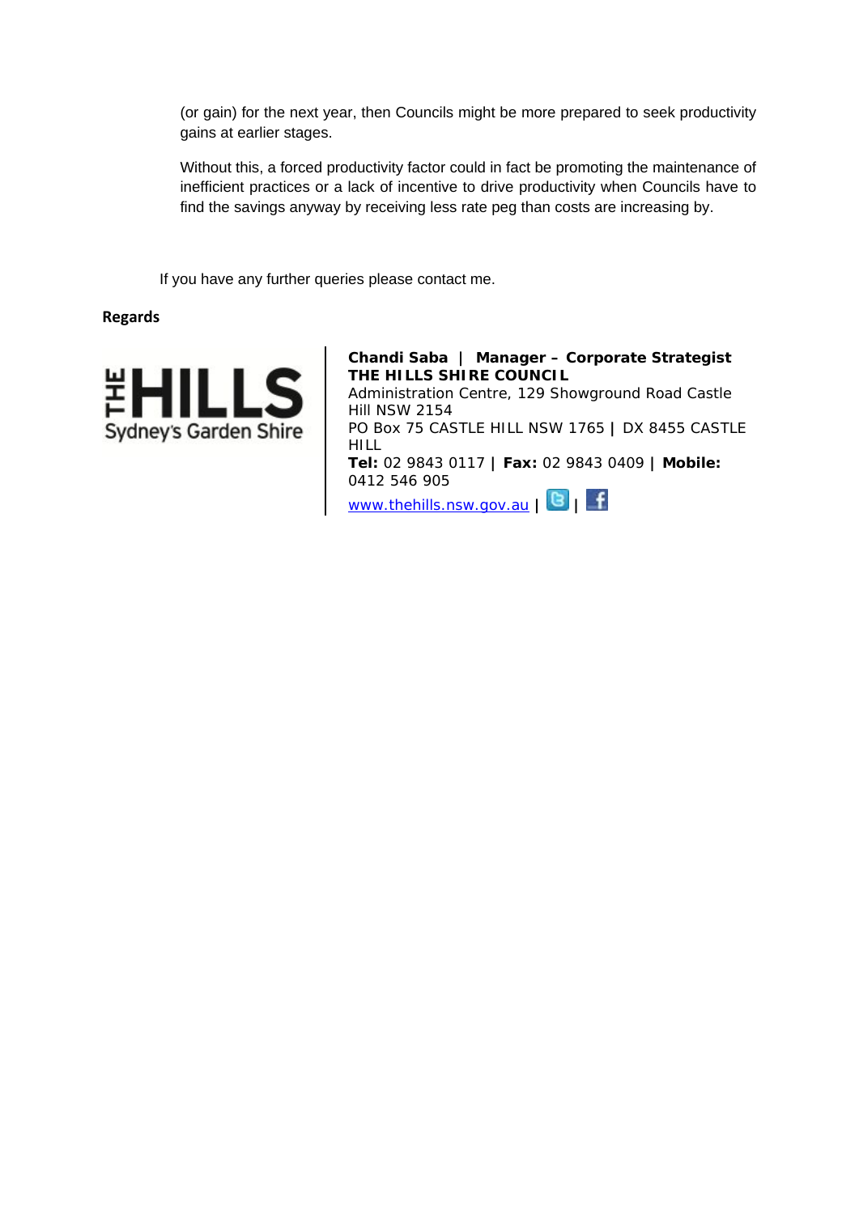(or gain) for the next year, then Councils might be more prepared to seek productivity gains at earlier stages.

Without this, a forced productivity factor could in fact be promoting the maintenance of inefficient practices or a lack of incentive to drive productivity when Councils have to find the savings anyway by receiving less rate peg than costs are increasing by.

If you have any further queries please contact me.

**Regards**

THE HILLS
Sydney's Garden Shire

**Chandi Saba | Manager – Corporate Strategist**
**THE HILLS SHIRE COUNCIL**
Administration Centre, 129 Showground Road Castle Hill NSW 2154
PO Box 75 CASTLE HILL NSW 1765 **|** DX 8455 CASTLE HILL
**Tel:** 02 9843 0117 **| Fax:** 02 9843 0409 **| Mobile:** 0412 546 905
www.thehills.nsw.gov.au | |